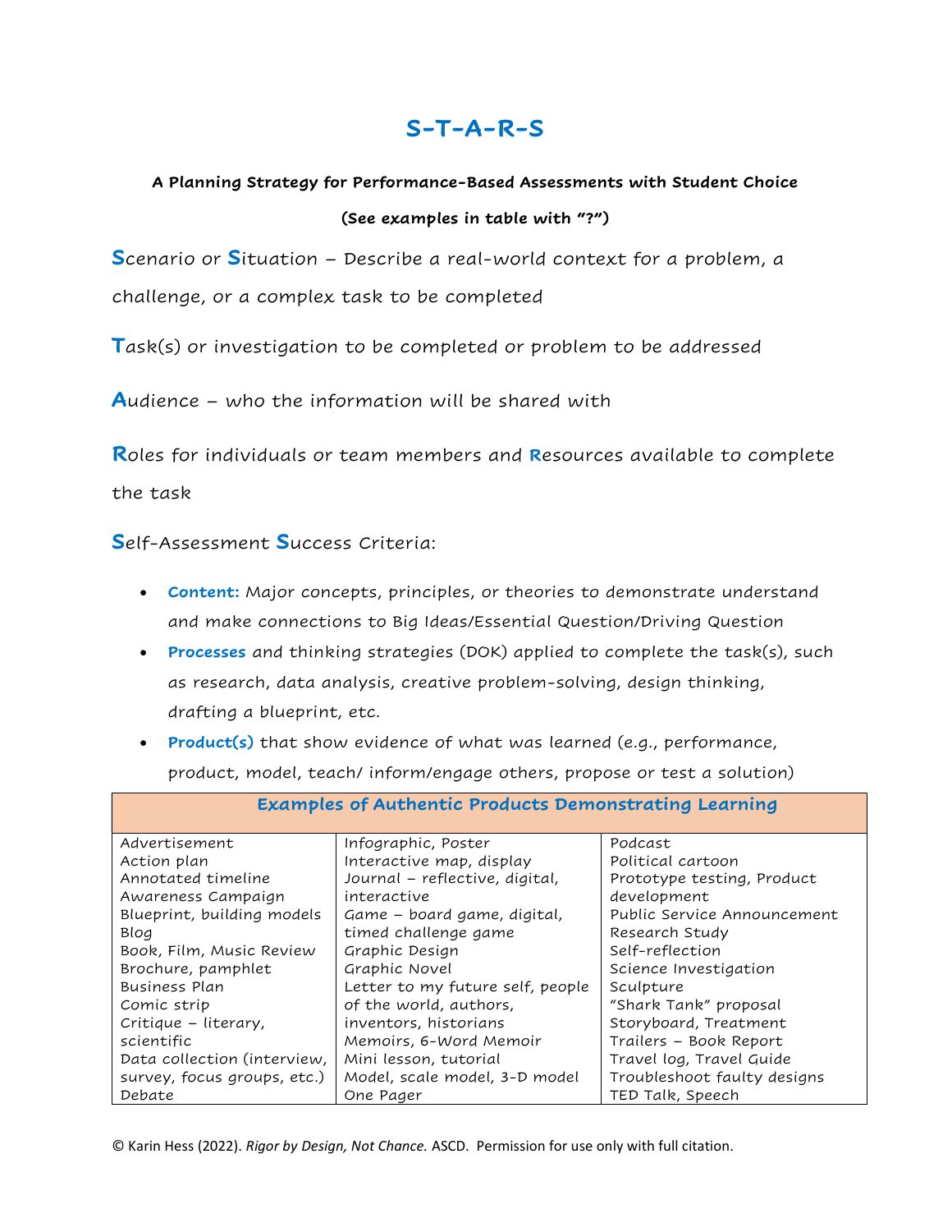# S-T-A-R-S

**A Planning Strategy for Performance-Based Assessments with Student Choice**

**(See examples in table with "?")**

**S**cenario or **S**ituation – Describe a real-world context for a problem, a challenge, or a complex task to be completed

**T**ask(s) or investigation to be completed or problem to be addressed

**A**udience – who the information will be shared with

**R**oles for individuals or team members and **R**esources available to complete the task

**S**elf-Assessment **S**uccess Criteria:

- **Content:** Major concepts, principles, or theories to demonstrate understand and make connections to Big Ideas/Essential Question/Driving Question
- **Processes** and thinking strategies (DOK) applied to complete the task(s), such as research, data analysis, creative problem-solving, design thinking, drafting a blueprint, etc.
- **Product(s)** that show evidence of what was learned (e.g., performance, product, model, teach/ inform/engage others, propose or test a solution)

| Examples of Authentic Products Demonstrating Learning | | |
|---|---|---|
| Advertisement<br>Action plan<br>Annotated timeline<br>Awareness Campaign<br>Blueprint, building models<br>Blog<br>Book, Film, Music Review<br>Brochure, pamphlet<br>Business Plan<br>Comic strip<br>Critique – literary, scientific<br>Data collection (interview, survey, focus groups, etc.)<br>Debate | Infographic, Poster<br>Interactive map, display<br>Journal – reflective, digital, interactive<br>Game – board game, digital, timed challenge game<br>Graphic Design<br>Graphic Novel<br>Letter to my future self, people of the world, authors, inventors, historians<br>Memoirs, 6-Word Memoir<br>Mini lesson, tutorial<br>Model, scale model, 3-D model<br>One Pager | Podcast<br>Political cartoon<br>Prototype testing, Product development<br>Public Service Announcement<br>Research Study<br>Self-reflection<br>Science Investigation<br>Sculpture<br>"Shark Tank" proposal<br>Storyboard, Treatment<br>Trailers – Book Report<br>Travel log, Travel Guide<br>Troubleshoot faulty designs<br>TED Talk, Speech |

© Karin Hess (2022). *Rigor by Design, Not Chance.* ASCD. Permission for use only with full citation.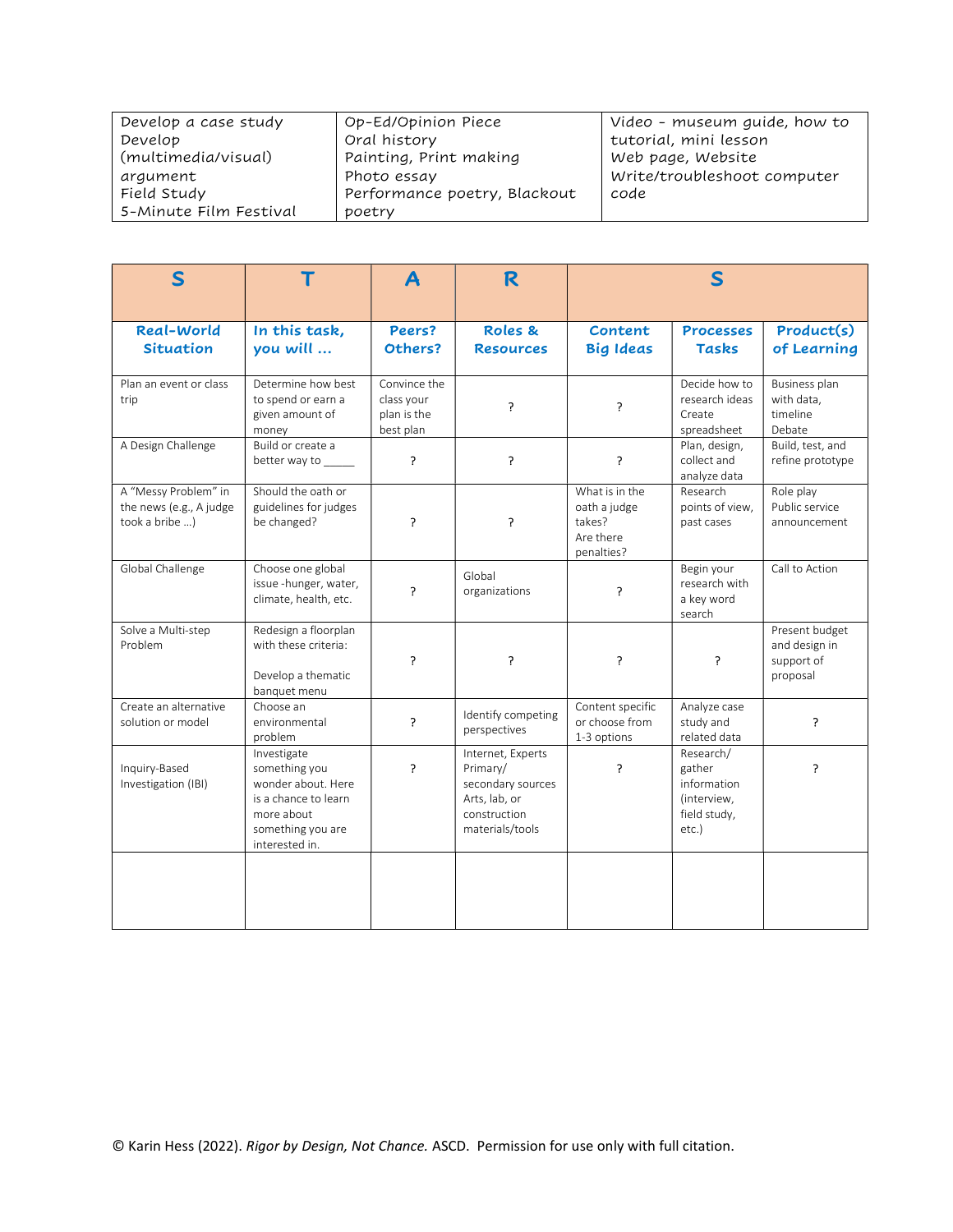| | | |
|---|---|---|
| Develop a case study<br>Develop (multimedia/visual) argument<br>Field Study<br>5-Minute Film Festival | Op-Ed/Opinion Piece<br>Oral history<br>Painting, Print making<br>Photo essay<br>Performance poetry, Blackout poetry | Video - museum guide, how to tutorial, mini lesson<br>Web page, Website<br>Write/troubleshoot computer code |

| S | T | A | R | S | | |
|---|---|---|---|---|---|---|
| **Real-World Situation** | **In this task, you will ...** | **Peers? Others?** | **Roles & Resources** | **Content Big Ideas** | **Processes Tasks** | **Product(s) of Learning** |
| Plan an event or class trip | Determine how best to spend or earn a given amount of money | Convince the class your plan is the best plan | ? | ? | Decide how to research ideas<br>Create spreadsheet | Business plan with data, timeline<br>Debate |
| A Design Challenge | Build or create a better way to _____ | ? | ? | ? | Plan, design, collect and analyze data | Build, test, and refine prototype |
| A "Messy Problem" in the news (e.g., A judge took a bribe …) | Should the oath or guidelines for judges be changed? | ? | ? | What is in the oath a judge takes?<br>Are there penalties? | Research points of view, past cases | Role play<br>Public service announcement |
| Global Challenge | Choose one global issue -hunger, water, climate, health, etc. | ? | Global organizations | ? | Begin your research with a key word search | Call to Action |
| Solve a Multi-step Problem | Redesign a floorplan with these criteria:<br><br>Develop a thematic banquet menu | ? | ? | ? | ? | Present budget and design in support of proposal |
| Create an alternative solution or model | Choose an environmental problem | ? | Identify competing perspectives | Content specific or choose from 1-3 options | Analyze case study and related data | ? |
| Inquiry-Based Investigation (IBI) | Investigate something you wonder about. Here is a chance to learn more about something you are interested in. | ? | Internet, Experts<br>Primary/secondary sources<br>Arts, lab, or construction materials/tools | ? | Research/gather information (interview, field study, etc.) | ? |
| | | | | | | |

© Karin Hess (2022). *Rigor by Design, Not Chance.* ASCD. Permission for use only with full citation.